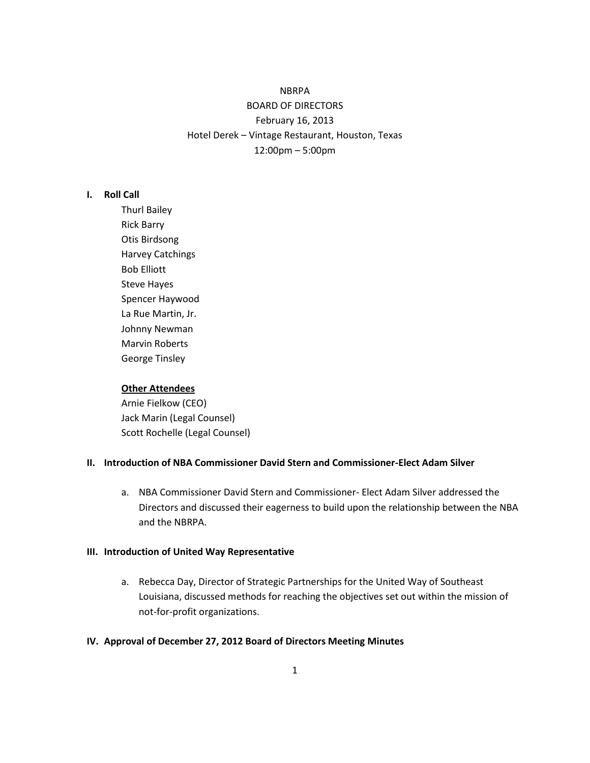NBRPA

BOARD OF DIRECTORS

February 16, 2013

Hotel Derek – Vintage Restaurant, Houston, Texas

12:00pm – 5:00pm

## I. Roll Call

Thurl Bailey
Rick Barry
Otis Birdsong
Harvey Catchings
Bob Elliott
Steve Hayes
Spencer Haywood
La Rue Martin, Jr.
Johnny Newman
Marvin Roberts
George Tinsley

**Other Attendees**

Arnie Fielkow (CEO)
Jack Marin (Legal Counsel)
Scott Rochelle (Legal Counsel)

## II. Introduction of NBA Commissioner David Stern and Commissioner-Elect Adam Silver

a. NBA Commissioner David Stern and Commissioner- Elect Adam Silver addressed the Directors and discussed their eagerness to build upon the relationship between the NBA and the NBRPA.

## III. Introduction of United Way Representative

a. Rebecca Day, Director of Strategic Partnerships for the United Way of Southeast Louisiana, discussed methods for reaching the objectives set out within the mission of not-for-profit organizations.

## IV. Approval of December 27, 2012 Board of Directors Meeting Minutes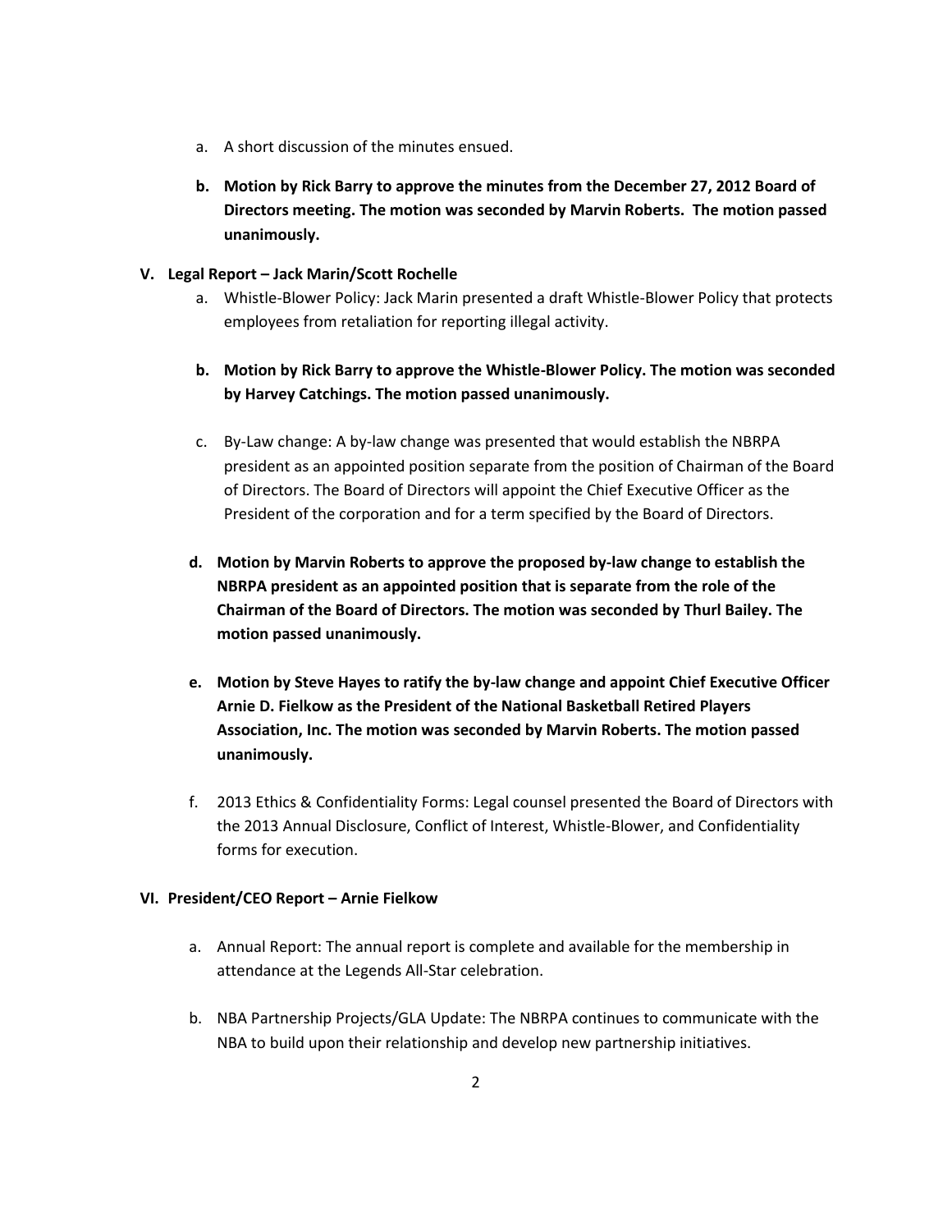a. A short discussion of the minutes ensued.

**b. Motion by Rick Barry to approve the minutes from the December 27, 2012 Board of Directors meeting. The motion was seconded by Marvin Roberts. The motion passed unanimously.**

## V. Legal Report – Jack Marin/Scott Rochelle

a. Whistle-Blower Policy: Jack Marin presented a draft Whistle-Blower Policy that protects employees from retaliation for reporting illegal activity.

**b. Motion by Rick Barry to approve the Whistle-Blower Policy. The motion was seconded by Harvey Catchings. The motion passed unanimously.**

c. By-Law change: A by-law change was presented that would establish the NBRPA president as an appointed position separate from the position of Chairman of the Board of Directors. The Board of Directors will appoint the Chief Executive Officer as the President of the corporation and for a term specified by the Board of Directors.

**d. Motion by Marvin Roberts to approve the proposed by-law change to establish the NBRPA president as an appointed position that is separate from the role of the Chairman of the Board of Directors. The motion was seconded by Thurl Bailey. The motion passed unanimously.**

**e. Motion by Steve Hayes to ratify the by-law change and appoint Chief Executive Officer Arnie D. Fielkow as the President of the National Basketball Retired Players Association, Inc. The motion was seconded by Marvin Roberts. The motion passed unanimously.**

f. 2013 Ethics & Confidentiality Forms: Legal counsel presented the Board of Directors with the 2013 Annual Disclosure, Conflict of Interest, Whistle-Blower, and Confidentiality forms for execution.

## VI. President/CEO Report – Arnie Fielkow

a. Annual Report: The annual report is complete and available for the membership in attendance at the Legends All-Star celebration.

b. NBA Partnership Projects/GLA Update: The NBRPA continues to communicate with the NBA to build upon their relationship and develop new partnership initiatives.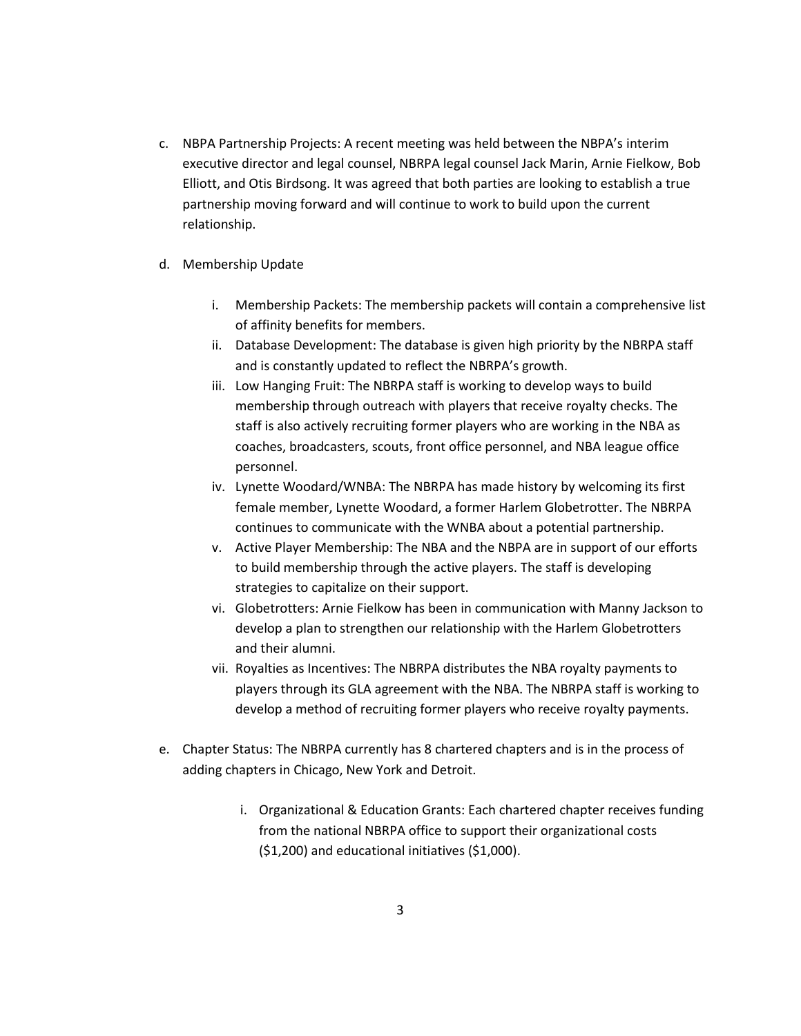c. NBPA Partnership Projects: A recent meeting was held between the NBPA's interim executive director and legal counsel, NBRPA legal counsel Jack Marin, Arnie Fielkow, Bob Elliott, and Otis Birdsong. It was agreed that both parties are looking to establish a true partnership moving forward and will continue to work to build upon the current relationship.

d. Membership Update

   i. Membership Packets: The membership packets will contain a comprehensive list of affinity benefits for members.
   ii. Database Development: The database is given high priority by the NBRPA staff and is constantly updated to reflect the NBRPA's growth.
   iii. Low Hanging Fruit: The NBRPA staff is working to develop ways to build membership through outreach with players that receive royalty checks. The staff is also actively recruiting former players who are working in the NBA as coaches, broadcasters, scouts, front office personnel, and NBA league office personnel.
   iv. Lynette Woodard/WNBA: The NBRPA has made history by welcoming its first female member, Lynette Woodard, a former Harlem Globetrotter. The NBRPA continues to communicate with the WNBA about a potential partnership.
   v. Active Player Membership: The NBA and the NBPA are in support of our efforts to build membership through the active players. The staff is developing strategies to capitalize on their support.
   vi. Globetrotters: Arnie Fielkow has been in communication with Manny Jackson to develop a plan to strengthen our relationship with the Harlem Globetrotters and their alumni.
   vii. Royalties as Incentives: The NBRPA distributes the NBA royalty payments to players through its GLA agreement with the NBA. The NBRPA staff is working to develop a method of recruiting former players who receive royalty payments.

e. Chapter Status: The NBRPA currently has 8 chartered chapters and is in the process of adding chapters in Chicago, New York and Detroit.

   i. Organizational & Education Grants: Each chartered chapter receives funding from the national NBRPA office to support their organizational costs ($1,200) and educational initiatives ($1,000).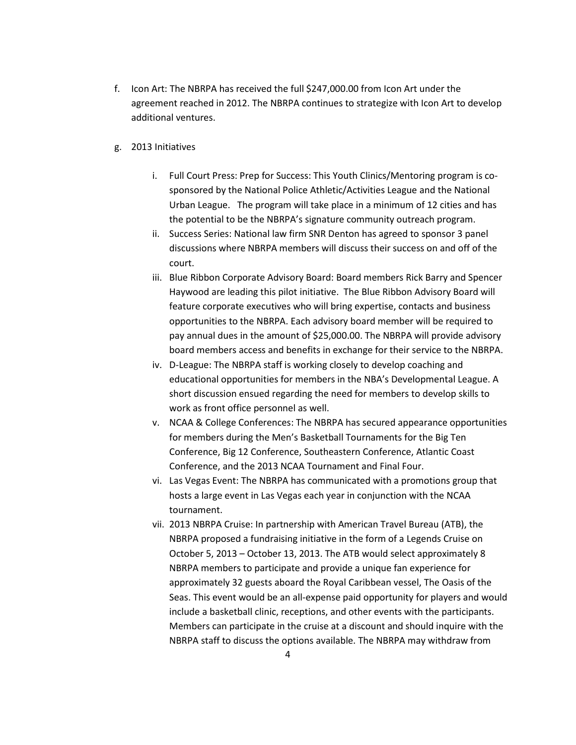f. Icon Art: The NBRPA has received the full $247,000.00 from Icon Art under the agreement reached in 2012. The NBRPA continues to strategize with Icon Art to develop additional ventures.

g. 2013 Initiatives

   i. Full Court Press: Prep for Success: This Youth Clinics/Mentoring program is co-sponsored by the National Police Athletic/Activities League and the National Urban League. The program will take place in a minimum of 12 cities and has the potential to be the NBRPA's signature community outreach program.
   ii. Success Series: National law firm SNR Denton has agreed to sponsor 3 panel discussions where NBRPA members will discuss their success on and off of the court.
   iii. Blue Ribbon Corporate Advisory Board: Board members Rick Barry and Spencer Haywood are leading this pilot initiative. The Blue Ribbon Advisory Board will feature corporate executives who will bring expertise, contacts and business opportunities to the NBRPA. Each advisory board member will be required to pay annual dues in the amount of $25,000.00. The NBRPA will provide advisory board members access and benefits in exchange for their service to the NBRPA.
   iv. D-League: The NBRPA staff is working closely to develop coaching and educational opportunities for members in the NBA's Developmental League. A short discussion ensued regarding the need for members to develop skills to work as front office personnel as well.
   v. NCAA & College Conferences: The NBRPA has secured appearance opportunities for members during the Men's Basketball Tournaments for the Big Ten Conference, Big 12 Conference, Southeastern Conference, Atlantic Coast Conference, and the 2013 NCAA Tournament and Final Four.
   vi. Las Vegas Event: The NBRPA has communicated with a promotions group that hosts a large event in Las Vegas each year in conjunction with the NCAA tournament.
   vii. 2013 NBRPA Cruise: In partnership with American Travel Bureau (ATB), the NBRPA proposed a fundraising initiative in the form of a Legends Cruise on October 5, 2013 – October 13, 2013. The ATB would select approximately 8 NBRPA members to participate and provide a unique fan experience for approximately 32 guests aboard the Royal Caribbean vessel, The Oasis of the Seas. This event would be an all-expense paid opportunity for players and would include a basketball clinic, receptions, and other events with the participants. Members can participate in the cruise at a discount and should inquire with the NBRPA staff to discuss the options available. The NBRPA may withdraw from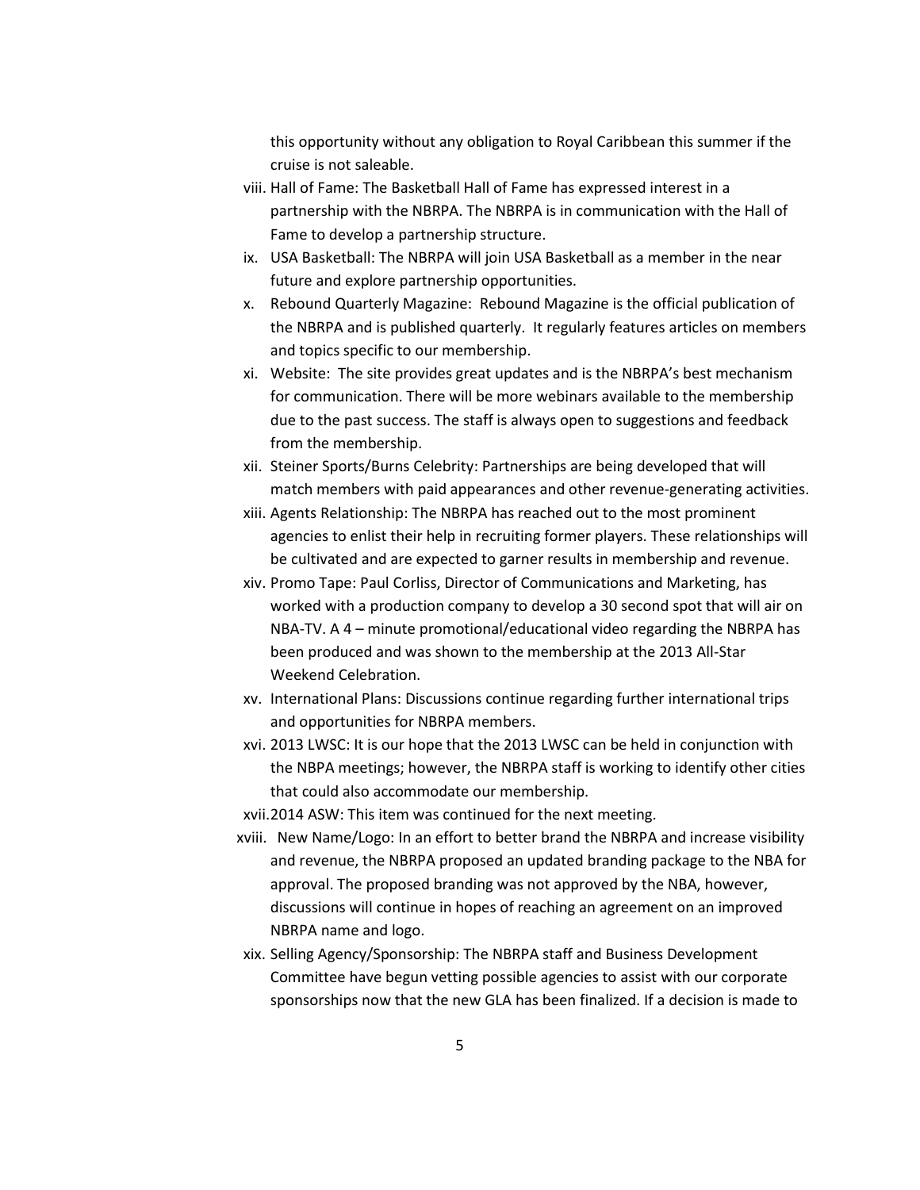this opportunity without any obligation to Royal Caribbean this summer if the cruise is not saleable.

viii. Hall of Fame: The Basketball Hall of Fame has expressed interest in a partnership with the NBRPA. The NBRPA is in communication with the Hall of Fame to develop a partnership structure.

ix. USA Basketball: The NBRPA will join USA Basketball as a member in the near future and explore partnership opportunities.

x. Rebound Quarterly Magazine: Rebound Magazine is the official publication of the NBRPA and is published quarterly. It regularly features articles on members and topics specific to our membership.

xi. Website: The site provides great updates and is the NBRPA's best mechanism for communication. There will be more webinars available to the membership due to the past success. The staff is always open to suggestions and feedback from the membership.

xii. Steiner Sports/Burns Celebrity: Partnerships are being developed that will match members with paid appearances and other revenue-generating activities.

xiii. Agents Relationship: The NBRPA has reached out to the most prominent agencies to enlist their help in recruiting former players. These relationships will be cultivated and are expected to garner results in membership and revenue.

xiv. Promo Tape: Paul Corliss, Director of Communications and Marketing, has worked with a production company to develop a 30 second spot that will air on NBA-TV. A 4 – minute promotional/educational video regarding the NBRPA has been produced and was shown to the membership at the 2013 All-Star Weekend Celebration.

xv. International Plans: Discussions continue regarding further international trips and opportunities for NBRPA members.

xvi. 2013 LWSC: It is our hope that the 2013 LWSC can be held in conjunction with the NBPA meetings; however, the NBRPA staff is working to identify other cities that could also accommodate our membership.

xvii. 2014 ASW: This item was continued for the next meeting.

xviii. New Name/Logo: In an effort to better brand the NBRPA and increase visibility and revenue, the NBRPA proposed an updated branding package to the NBA for approval. The proposed branding was not approved by the NBA, however, discussions will continue in hopes of reaching an agreement on an improved NBRPA name and logo.

xix. Selling Agency/Sponsorship: The NBRPA staff and Business Development Committee have begun vetting possible agencies to assist with our corporate sponsorships now that the new GLA has been finalized. If a decision is made to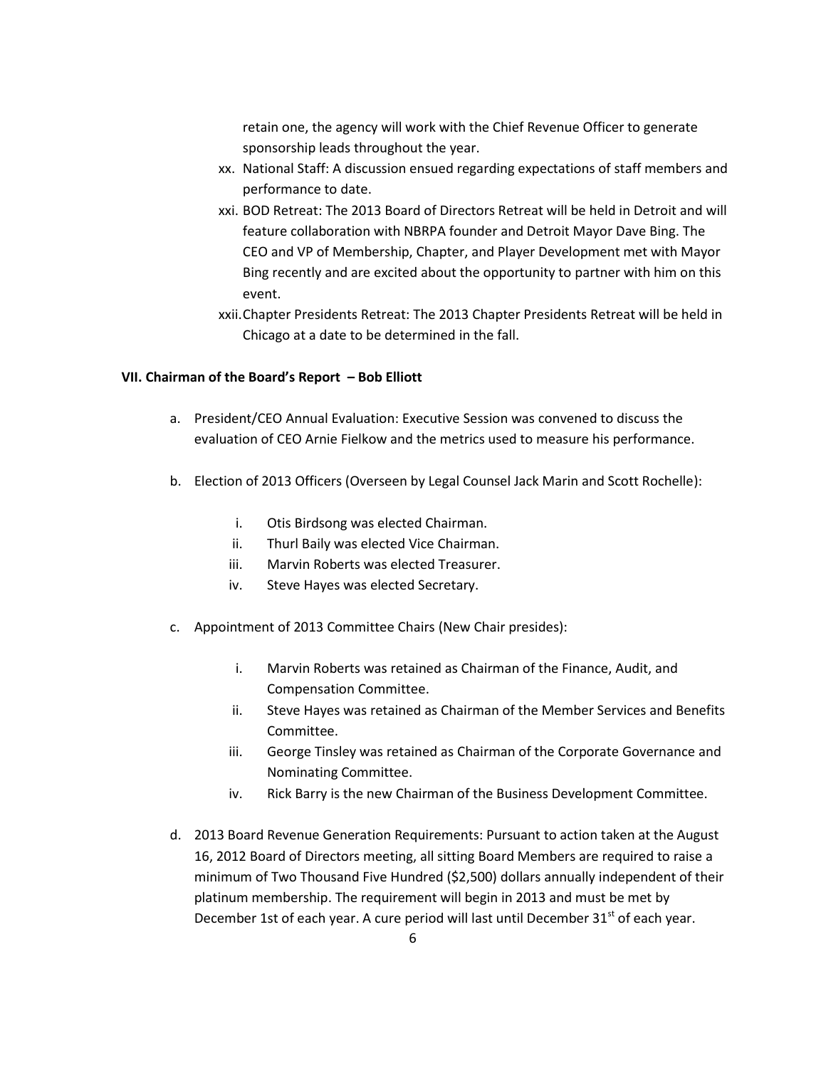retain one, the agency will work with the Chief Revenue Officer to generate sponsorship leads throughout the year.

xx. National Staff: A discussion ensued regarding expectations of staff members and performance to date.

xxi. BOD Retreat: The 2013 Board of Directors Retreat will be held in Detroit and will feature collaboration with NBRPA founder and Detroit Mayor Dave Bing. The CEO and VP of Membership, Chapter, and Player Development met with Mayor Bing recently and are excited about the opportunity to partner with him on this event.

xxii. Chapter Presidents Retreat: The 2013 Chapter Presidents Retreat will be held in Chicago at a date to be determined in the fall.

**VII. Chairman of the Board's Report – Bob Elliott**

a. President/CEO Annual Evaluation: Executive Session was convened to discuss the evaluation of CEO Arnie Fielkow and the metrics used to measure his performance.

b. Election of 2013 Officers (Overseen by Legal Counsel Jack Marin and Scott Rochelle):

   i. Otis Birdsong was elected Chairman.
   ii. Thurl Baily was elected Vice Chairman.
   iii. Marvin Roberts was elected Treasurer.
   iv. Steve Hayes was elected Secretary.

c. Appointment of 2013 Committee Chairs (New Chair presides):

   i. Marvin Roberts was retained as Chairman of the Finance, Audit, and Compensation Committee.
   ii. Steve Hayes was retained as Chairman of the Member Services and Benefits Committee.
   iii. George Tinsley was retained as Chairman of the Corporate Governance and Nominating Committee.
   iv. Rick Barry is the new Chairman of the Business Development Committee.

d. 2013 Board Revenue Generation Requirements: Pursuant to action taken at the August 16, 2012 Board of Directors meeting, all sitting Board Members are required to raise a minimum of Two Thousand Five Hundred ($2,500) dollars annually independent of their platinum membership. The requirement will begin in 2013 and must be met by December 1st of each year. A cure period will last until December 31st of each year.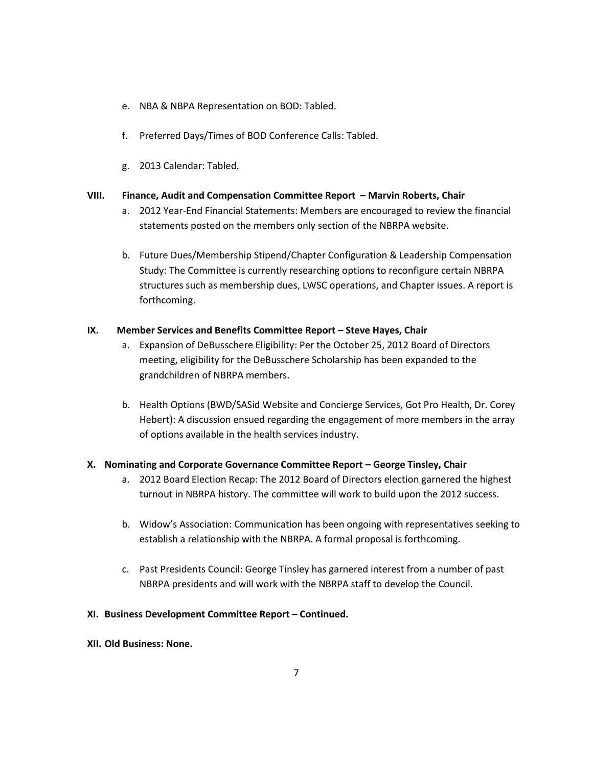e. NBA & NBPA Representation on BOD: Tabled.

f. Preferred Days/Times of BOD Conference Calls: Tabled.

g. 2013 Calendar: Tabled.

**VIII. Finance, Audit and Compensation Committee Report – Marvin Roberts, Chair**

a. 2012 Year-End Financial Statements: Members are encouraged to review the financial statements posted on the members only section of the NBRPA website.

b. Future Dues/Membership Stipend/Chapter Configuration & Leadership Compensation Study: The Committee is currently researching options to reconfigure certain NBRPA structures such as membership dues, LWSC operations, and Chapter issues. A report is forthcoming.

**IX. Member Services and Benefits Committee Report – Steve Hayes, Chair**

a. Expansion of DeBusschere Eligibility: Per the October 25, 2012 Board of Directors meeting, eligibility for the DeBusschere Scholarship has been expanded to the grandchildren of NBRPA members.

b. Health Options (BWD/SASid Website and Concierge Services, Got Pro Health, Dr. Corey Hebert): A discussion ensued regarding the engagement of more members in the array of options available in the health services industry.

**X. Nominating and Corporate Governance Committee Report – George Tinsley, Chair**

a. 2012 Board Election Recap: The 2012 Board of Directors election garnered the highest turnout in NBRPA history. The committee will work to build upon the 2012 success.

b. Widow's Association: Communication has been ongoing with representatives seeking to establish a relationship with the NBRPA. A formal proposal is forthcoming.

c. Past Presidents Council: George Tinsley has garnered interest from a number of past NBRPA presidents and will work with the NBRPA staff to develop the Council.

**XI. Business Development Committee Report – Continued.**

**XII. Old Business: None.**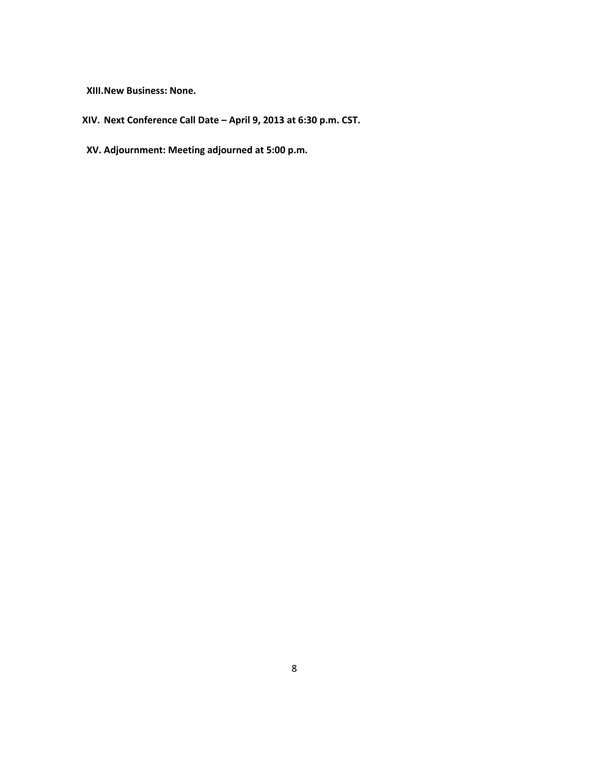**XIII. New Business: None.**

**XIV. Next Conference Call Date – April 9, 2013 at 6:30 p.m. CST.**

**XV. Adjournment: Meeting adjourned at 5:00 p.m.**